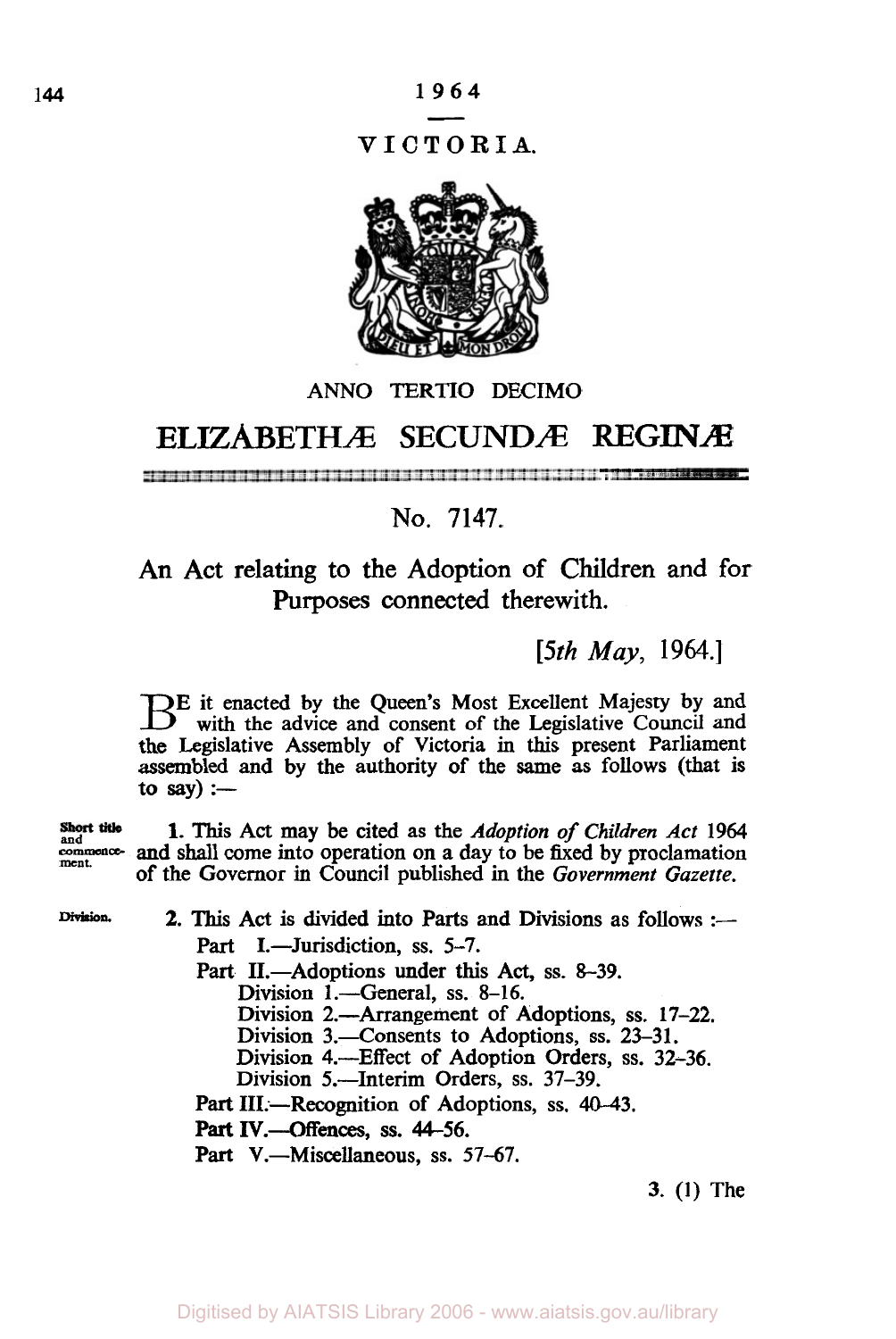1964

VICTORIA.

ANNO TERTIO DECIMO

# ELIZABETHÆ SECUNDÆ REGINÆ

## No. 7147.

## An Act relating to the Adoption of Children and for Purposes connected therewith.

[*5th May*, 1964.]

BE it enacted by the Queen's Most Excellent Majesty by and with the advice and consent of the Legislative Council and the Legislative Assembly of Victoria in this present Parliament assembled and by the authority of the same as follows (that is to say) :—

Short title and commencement.

**1.** This Act may be cited as the *Adoption of Children Act* 1964 and shall come into operation on a day to be fixed by proclamation of the Governor in Council published in the *Government Gazette.*

Division.

**2.** This Act is divided into Parts and Divisions as follows :—

Part I.—Jurisdiction, ss. 5–7.

Part II.—Adoptions under this Act, ss. 8–39.

- Division 1.—General, ss. 8–16.
- Division 2.—Arrangement of Adoptions, ss. 17–22.
- Division 3.—Consents to Adoptions, ss. 23–31.
- Division 4.—Effect of Adoption Orders, ss. 32–36.
- Division 5.—Interim Orders, ss. 37–39.

Part III.—Recognition of Adoptions, ss. 40–43.

Part IV.—Offences, ss. 44–56.

Part V.—Miscellaneous, ss. 57–67.

3. (1) The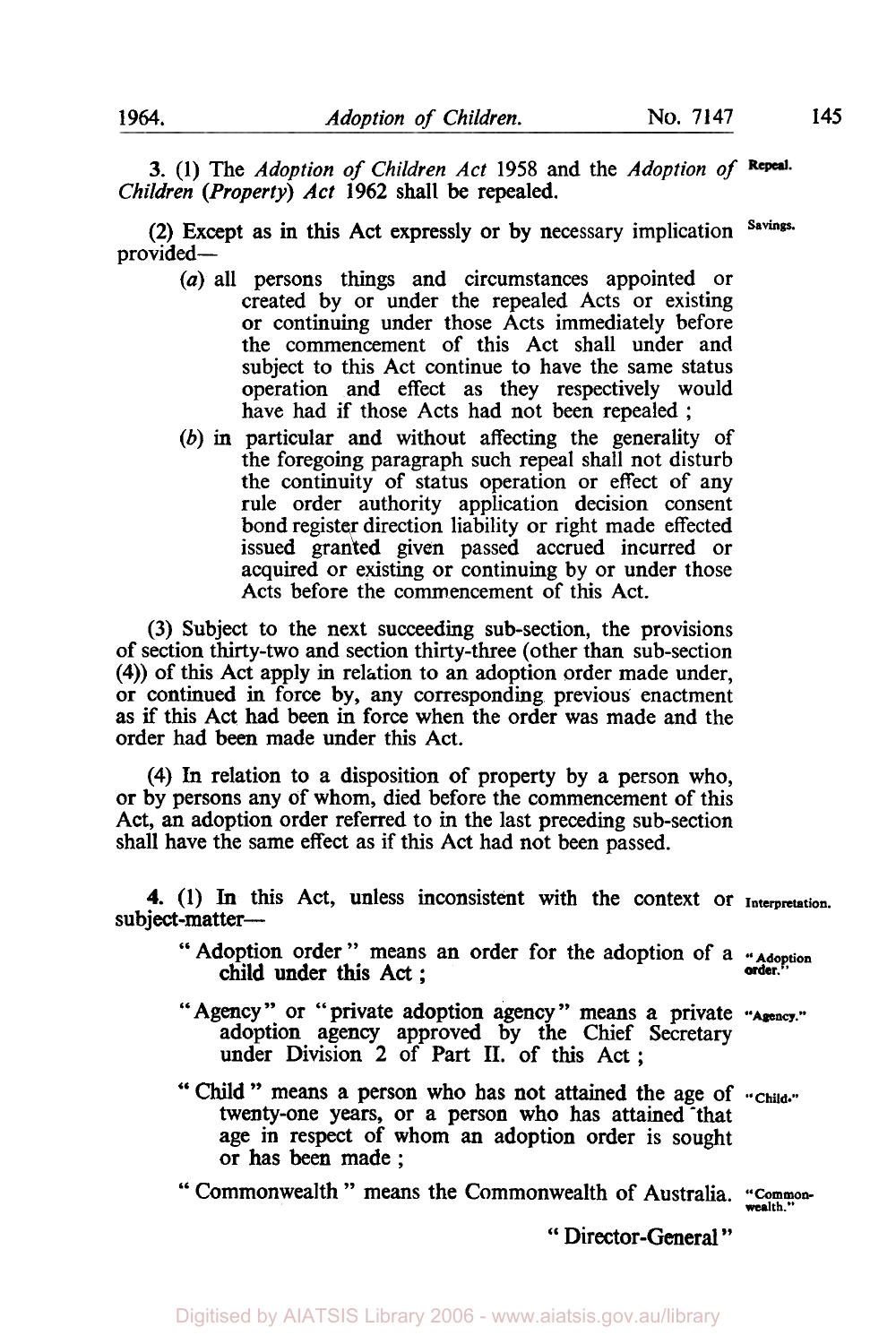**3.** (1) The *Adoption of Children Act* 1958 and the *Adoption of Children (Property) Act* 1962 shall be repealed. **Repeal.**

(2) Except as in this Act expressly or by necessary implication provided— **Savings.**

(*a*) all persons things and circumstances appointed or created by or under the repealed Acts or existing or continuing under those Acts immediately before the commencement of this Act shall under and subject to this Act continue to have the same status operation and effect as they respectively would have had if those Acts had not been repealed ;

(*b*) in particular and without affecting the generality of the foregoing paragraph such repeal shall not disturb the continuity of status operation or effect of any rule order authority application decision consent bond register direction liability or right made effected issued granted given passed accrued incurred or acquired or existing or continuing by or under those Acts before the commencement of this Act.

(3) Subject to the next succeeding sub-section, the provisions of section thirty-two and section thirty-three (other than sub-section (4)) of this Act apply in relation to an adoption order made under, or continued in force by, any corresponding previous enactment as if this Act had been in force when the order was made and the order had been made under this Act.

(4) In relation to a disposition of property by a person who, or by persons any of whom, died before the commencement of this Act, an adoption order referred to in the last preceding sub-section shall have the same effect as if this Act had not been passed.

**4.** (1) In this Act, unless inconsistent with the context or subject-matter— **Interpretation.**

"Adoption order" means an order for the adoption of a child under this Act ; **"Adoption order."**

"Agency" or "private adoption agency" means a private adoption agency approved by the Chief Secretary under Division 2 of Part II. of this Act ; **"Agency."**

"Child" means a person who has not attained the age of twenty-one years, or a person who has attained that age in respect of whom an adoption order is sought or has been made ; **"Child."**

"Commonwealth" means the Commonwealth of Australia. **"Commonwealth."**

"Director-General"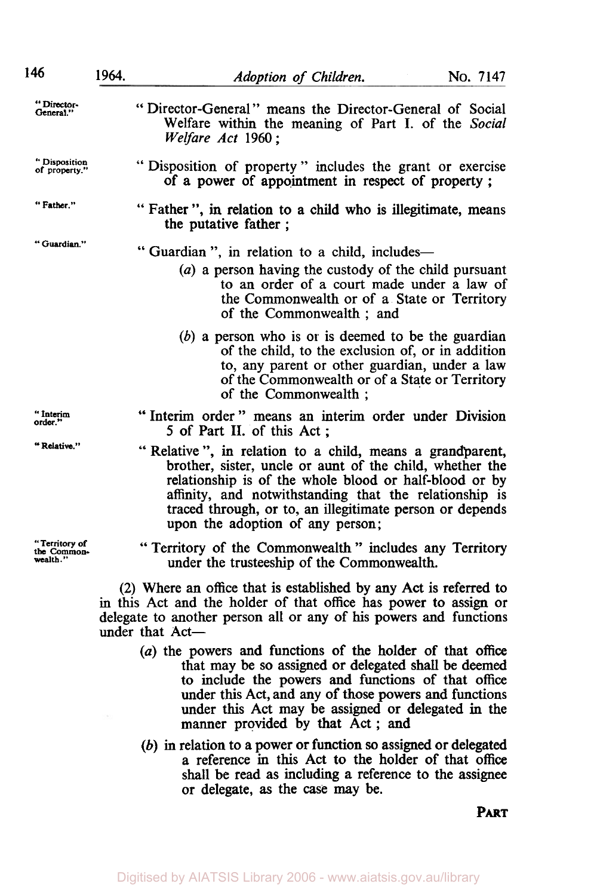"Director-General" means the Director-General of Social Welfare within the meaning of Part I. of the *Social Welfare Act* 1960;

"Disposition of property" includes the grant or exercise of a power of appointment in respect of property;

"Father", in relation to a child who is illegitimate, means the putative father;

"Guardian", in relation to a child, includes—

(*a*) a person having the custody of the child pursuant to an order of a court made under a law of the Commonwealth or of a State or Territory of the Commonwealth; and

(*b*) a person who is or is deemed to be the guardian of the child, to the exclusion of, or in addition to, any parent or other guardian, under a law of the Commonwealth or of a State or Territory of the Commonwealth;

"Interim order" means an interim order under Division 5 of Part II. of this Act;

"Relative", in relation to a child, means a grandparent, brother, sister, uncle or aunt of the child, whether the relationship is of the whole blood or half-blood or by affinity, and notwithstanding that the relationship is traced through, or to, an illegitimate person or depends upon the adoption of any person;

"Territory of the Commonwealth" includes any Territory under the trusteeship of the Commonwealth.

(2) Where an office that is established by any Act is referred to in this Act and the holder of that office has power to assign or delegate to another person all or any of his powers and functions under that Act—

(*a*) the powers and functions of the holder of that office that may be so assigned or delegated shall be deemed to include the powers and functions of that office under this Act, and any of those powers and functions under this Act may be assigned or delegated in the manner provided by that Act; and

(*b*) in relation to a power or function so assigned or delegated a reference in this Act to the holder of that office shall be read as including a reference to the assignee or delegate, as the case may be.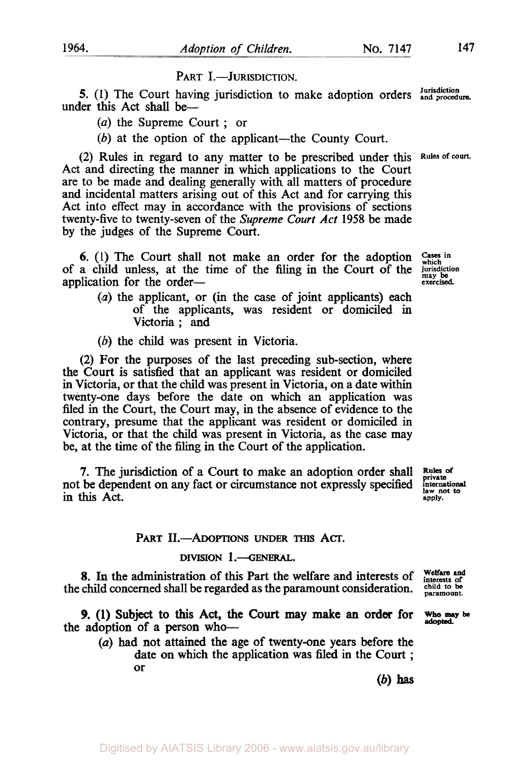PART I.—JURISDICTION.

**5.** (1) The Court having jurisdiction to make adoption orders under this Act shall be—

(*a*) the Supreme Court ; or

(*b*) at the option of the applicant—the County Court.

Jurisdiction and procedure.

(2) Rules in regard to any matter to be prescribed under this Act and directing the manner in which applications to the Court are to be made and dealing generally with all matters of procedure and incidental matters arising out of this Act and for carrying this Act into effect may in accordance with the provisions of sections twenty-five to twenty-seven of the *Supreme Court Act* 1958 be made by the judges of the Supreme Court.

Rules of court.

**6.** (1) The Court shall not make an order for the adoption of a child unless, at the time of the filing in the Court of the application for the order—

(*a*) the applicant, or (in the case of joint applicants) each of the applicants, was resident or domiciled in Victoria ; and

(*b*) the child was present in Victoria.

Cases in which jurisdiction may be exercised.

(2) For the purposes of the last preceding sub-section, where the Court is satisfied that an applicant was resident or domiciled in Victoria, or that the child was present in Victoria, on a date within twenty-one days before the date on which an application was filed in the Court, the Court may, in the absence of evidence to the contrary, presume that the applicant was resident or domiciled in Victoria, or that the child was present in Victoria, as the case may be, at the time of the filing in the Court of the application.

**7.** The jurisdiction of a Court to make an adoption order shall not be dependent on any fact or circumstance not expressly specified in this Act.

Rules of private international law not to apply.

PART II.—ADOPTIONS UNDER THIS ACT.

DIVISION 1.—GENERAL.

**8.** In the administration of this Part the welfare and interests of the child concerned shall be regarded as the paramount consideration.

Welfare and interests of child to be paramount.

**9.** (1) Subject to this Act, the Court may make an order for the adoption of a person who—

(*a*) had not attained the age of twenty-one years before the date on which the application was filed in the Court ; or

Who may be adopted.

(*b*) has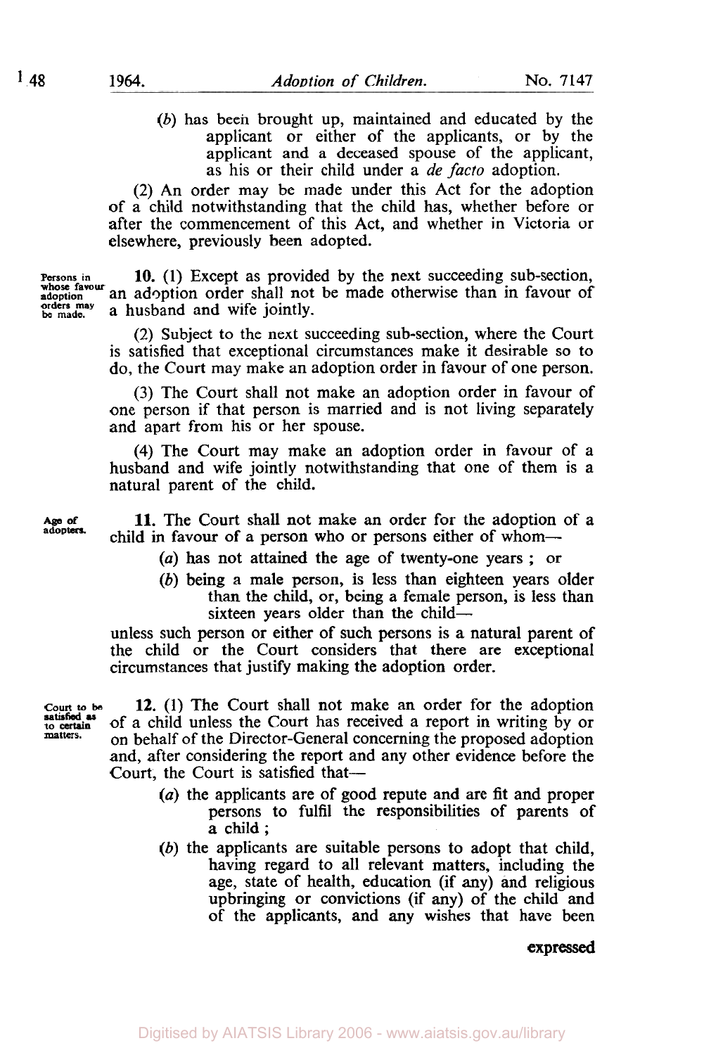(*b*) has been brought up, maintained and educated by the applicant or either of the applicants, or by the applicant and a deceased spouse of the applicant, as his or their child under a *de facto* adoption.

(2) An order may be made under this Act for the adoption of a child notwithstanding that the child has, whether before or after the commencement of this Act, and whether in Victoria or elsewhere, previously been adopted.

Persons in whose favour adoption orders may be made.

**10.** (1) Except as provided by the next succeeding sub-section, an adoption order shall not be made otherwise than in favour of a husband and wife jointly.

(2) Subject to the next succeeding sub-section, where the Court is satisfied that exceptional circumstances make it desirable so to do, the Court may make an adoption order in favour of one person.

(3) The Court shall not make an adoption order in favour of one person if that person is married and is not living separately and apart from his or her spouse.

(4) The Court may make an adoption order in favour of a husband and wife jointly notwithstanding that one of them is a natural parent of the child.

Age of adopters.

**11.** The Court shall not make an order for the adoption of a child in favour of a person who or persons either of whom—

(*a*) has not attained the age of twenty-one years ; or

(*b*) being a male person, is less than eighteen years older than the child, or, being a female person, is less than sixteen years older than the child—

unless such person or either of such persons is a natural parent of the child or the Court considers that there are exceptional circumstances that justify making the adoption order.

Court to be satisfied as to certain matters.

**12.** (1) The Court shall not make an order for the adoption of a child unless the Court has received a report in writing by or on behalf of the Director-General concerning the proposed adoption and, after considering the report and any other evidence before the Court, the Court is satisfied that—

(*a*) the applicants are of good repute and are fit and proper persons to fulfil the responsibilities of parents of a child ;

(*b*) the applicants are suitable persons to adopt that child, having regard to all relevant matters, including the age, state of health, education (if any) and religious upbringing or convictions (if any) of the child and of the applicants, and any wishes that have been

expressed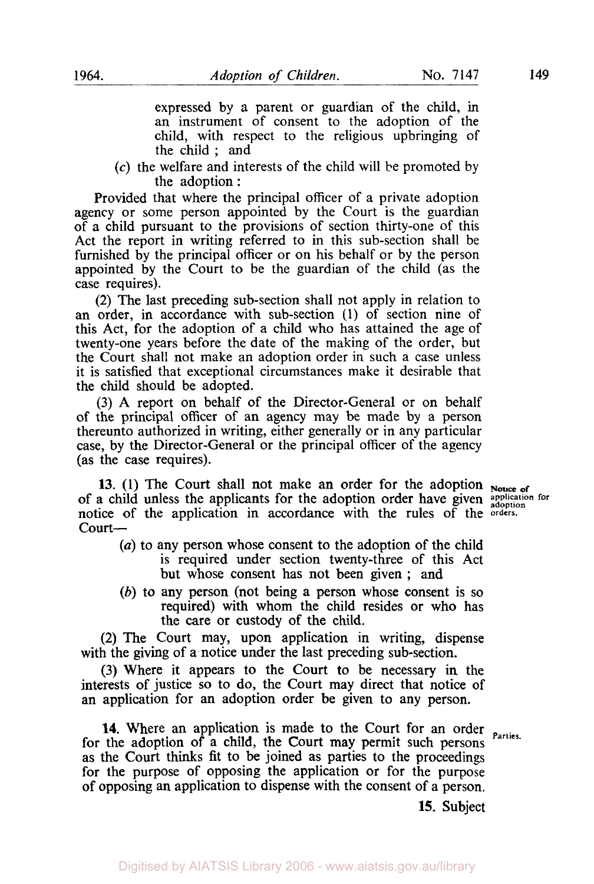expressed by a parent or guardian of the child, in an instrument of consent to the adoption of the child, with respect to the religious upbringing of the child ; and

(*c*) the welfare and interests of the child will be promoted by the adoption :

Provided that where the principal officer of a private adoption agency or some person appointed by the Court is the guardian of a child pursuant to the provisions of section thirty-one of this Act the report in writing referred to in this sub-section shall be furnished by the principal officer or on his behalf or by the person appointed by the Court to be the guardian of the child (as the case requires).

(2) The last preceding sub-section shall not apply in relation to an order, in accordance with sub-section (1) of section nine of this Act, for the adoption of a child who has attained the age of twenty-one years before the date of the making of the order, but the Court shall not make an adoption order in such a case unless it is satisfied that exceptional circumstances make it desirable that the child should be adopted.

(3) A report on behalf of the Director-General or on behalf of the principal officer of an agency may be made by a person thereunto authorized in writing, either generally or in any particular case, by the Director-General or the principal officer of the agency (as the case requires).

**13.** (1) The Court shall not make an order for the adoption of a child unless the applicants for the adoption order have given notice of the application in accordance with the rules of the Court—

Notice of application for adoption orders.

(*a*) to any person whose consent to the adoption of the child is required under section twenty-three of this Act but whose consent has not been given ; and

(*b*) to any person (not being a person whose consent is so required) with whom the child resides or who has the care or custody of the child.

(2) The Court may, upon application in writing, dispense with the giving of a notice under the last preceding sub-section.

(3) Where it appears to the Court to be necessary in the interests of justice so to do, the Court may direct that notice of an application for an adoption order be given to any person.

**14.** Where an application is made to the Court for an order for the adoption of a child, the Court may permit such persons as the Court thinks fit to be joined as parties to the proceedings for the purpose of opposing the application or for the purpose of opposing an application to dispense with the consent of a person.

Parties.

**15.** Subject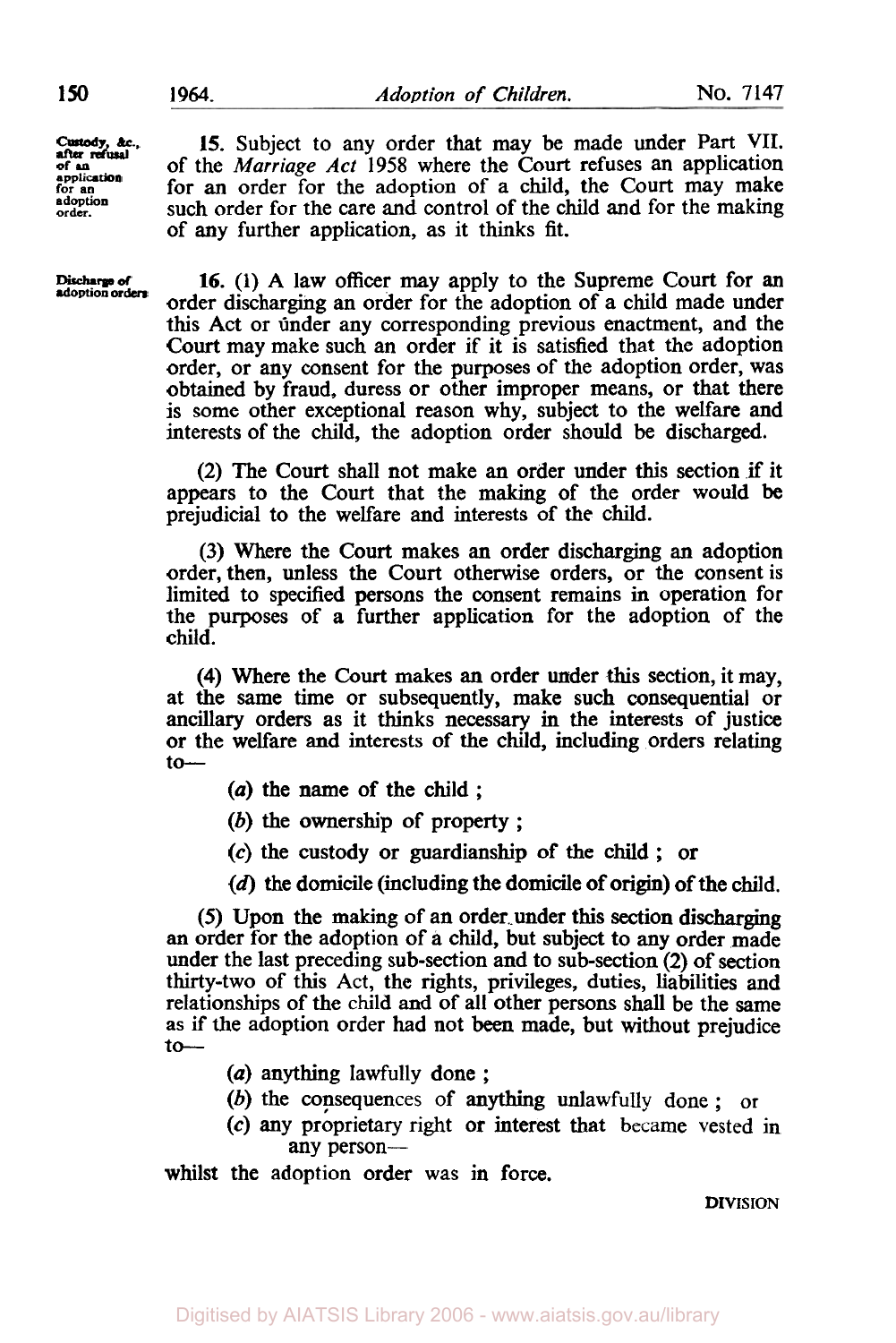**Custody, &c., after refusal of an application for an adoption order.**

15. Subject to any order that may be made under Part VII. of the *Marriage Act* 1958 where the Court refuses an application for an order for the adoption of a child, the Court may make such order for the care and control of the child and for the making of any further application, as it thinks fit.

**Discharge of adoption orders.**

16. (1) A law officer may apply to the Supreme Court for an order discharging an order for the adoption of a child made under this Act or under any corresponding previous enactment, and the Court may make such an order if it is satisfied that the adoption order, or any consent for the purposes of the adoption order, was obtained by fraud, duress or other improper means, or that there is some other exceptional reason why, subject to the welfare and interests of the child, the adoption order should be discharged.

(2) The Court shall not make an order under this section if it appears to the Court that the making of the order would be prejudicial to the welfare and interests of the child.

(3) Where the Court makes an order discharging an adoption order, then, unless the Court otherwise orders, or the consent is limited to specified persons the consent remains in operation for the purposes of a further application for the adoption of the child.

(4) Where the Court makes an order under this section, it may, at the same time or subsequently, make such consequential or ancillary orders as it thinks necessary in the interests of justice or the welfare and interests of the child, including orders relating to—

- (*a*) the name of the child ;
- (*b*) the ownership of property ;
- (*c*) the custody or guardianship of the child ; or
- (*d*) the domicile (including the domicile of origin) of the child.

(5) Upon the making of an order under this section discharging an order for the adoption of a child, but subject to any order made under the last preceding sub-section and to sub-section (2) of section thirty-two of this Act, the rights, privileges, duties, liabilities and relationships of the child and of all other persons shall be the same as if the adoption order had not been made, but without prejudice to—

- (*a*) anything lawfully done ;
- (*b*) the consequences of anything unlawfully done ; or
- (*c*) any proprietary right or interest that became vested in any person—

whilst the adoption order was in force.

DIVISION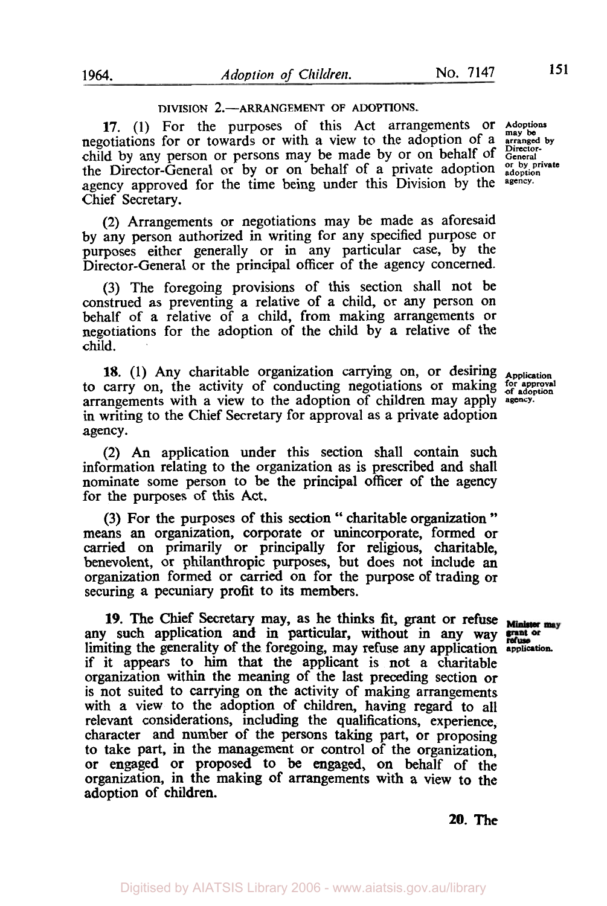DIVISION 2.—ARRANGEMENT OF ADOPTIONS.

**17.** (1) For the purposes of this Act arrangements or negotiations for or towards or with a view to the adoption of a child by any person or persons may be made by or on behalf of the Director-General or by or on behalf of a private adoption agency approved for the time being under this Division by the Chief Secretary.

*Adoptions may be arranged by Director-General or by private adoption agency.*

(2) Arrangements or negotiations may be made as aforesaid by any person authorized in writing for any specified purpose or purposes either generally or in any particular case, by the Director-General or the principal officer of the agency concerned.

(3) The foregoing provisions of this section shall not be construed as preventing a relative of a child, or any person on behalf of a relative of a child, from making arrangements or negotiations for the adoption of the child by a relative of the child.

**18.** (1) Any charitable organization carrying on, or desiring to carry on, the activity of conducting negotiations or making arrangements with a view to the adoption of children may apply in writing to the Chief Secretary for approval as a private adoption agency.

*Application for approval of adoption agency.*

(2) An application under this section shall contain such information relating to the organization as is prescribed and shall nominate some person to be the principal officer of the agency for the purposes of this Act.

(3) For the purposes of this section " charitable organization " means an organization, corporate or unincorporate, formed or carried on primarily or principally for religious, charitable, benevolent, or philanthropic purposes, but does not include an organization formed or carried on for the purpose of trading or securing a pecuniary profit to its members.

**19.** The Chief Secretary may, as he thinks fit, grant or refuse any such application and in particular, without in any way limiting the generality of the foregoing, may refuse any application if it appears to him that the applicant is not a charitable organization within the meaning of the last preceding section or is not suited to carrying on the activity of making arrangements with a view to the adoption of children, having regard to all relevant considerations, including the qualifications, experience, character and number of the persons taking part, or proposing to take part, in the management or control of the organization, or engaged or proposed to be engaged, on behalf of the organization, in the making of arrangements with a view to the adoption of children.

*Minister may grant or refuse application.*

**20.** The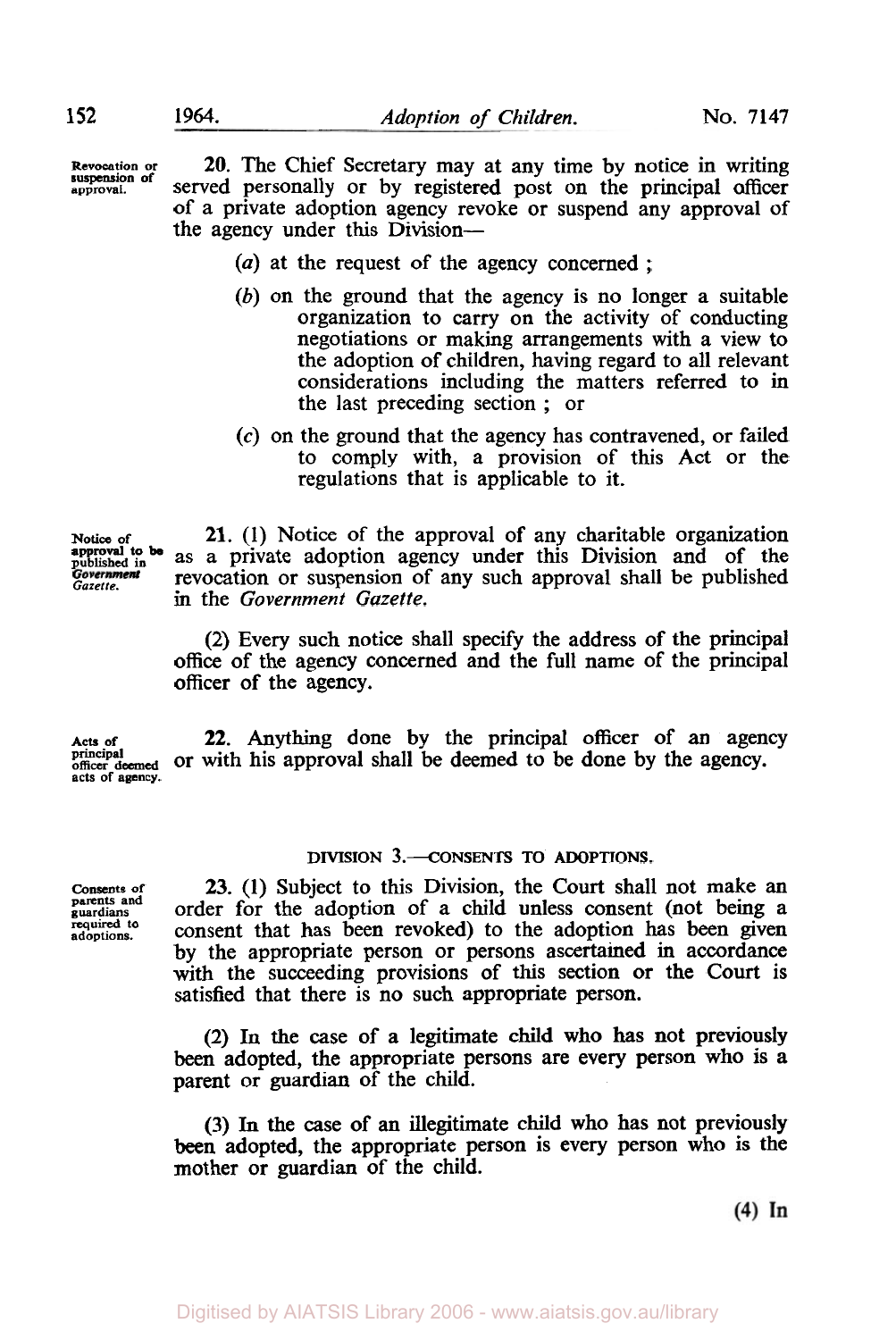**Revocation or suspension of approval.**

20. The Chief Secretary may at any time by notice in writing served personally or by registered post on the principal officer of a private adoption agency revoke or suspend any approval of the agency under this Division—

(*a*) at the request of the agency concerned ;

(*b*) on the ground that the agency is no longer a suitable organization to carry on the activity of conducting negotiations or making arrangements with a view to the adoption of children, having regard to all relevant considerations including the matters referred to in the last preceding section ; or

(*c*) on the ground that the agency has contravened, or failed to comply with, a provision of this Act or the regulations that is applicable to it.

**Notice of approval to be published in *Government Gazette*.**

21. (1) Notice of the approval of any charitable organization as a private adoption agency under this Division and of the revocation or suspension of any such approval shall be published in the *Government Gazette*.

(2) Every such notice shall specify the address of the principal office of the agency concerned and the full name of the principal officer of the agency.

**Acts of principal officer deemed acts of agency.**

22. Anything done by the principal officer of an agency or with his approval shall be deemed to be done by the agency.

## DIVISION 3.—CONSENTS TO ADOPTIONS.

**Consents of parents and guardians required to adoptions.**

23. (1) Subject to this Division, the Court shall not make an order for the adoption of a child unless consent (not being a consent that has been revoked) to the adoption has been given by the appropriate person or persons ascertained in accordance with the succeeding provisions of this section or the Court is satisfied that there is no such appropriate person.

(2) In the case of a legitimate child who has not previously been adopted, the appropriate persons are every person who is a parent or guardian of the child.

(3) In the case of an illegitimate child who has not previously been adopted, the appropriate person is every person who is the mother or guardian of the child.

(4) In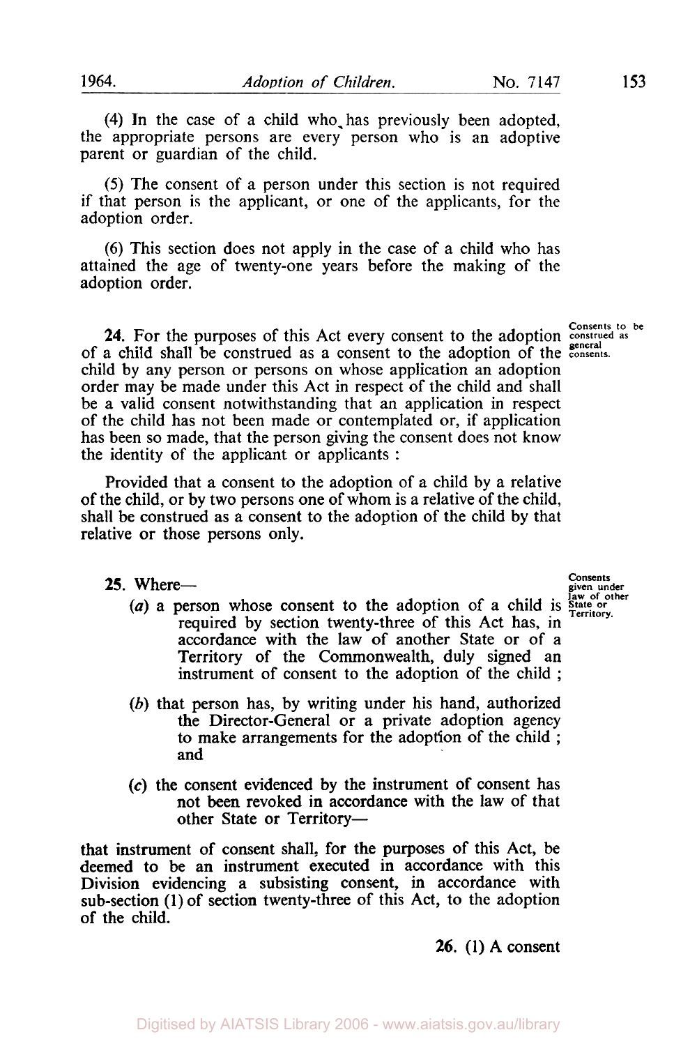(4) In the case of a child who has previously been adopted, the appropriate persons are every person who is an adoptive parent or guardian of the child.

(5) The consent of a person under this section is not required if that person is the applicant, or one of the applicants, for the adoption order.

(6) This section does not apply in the case of a child who has attained the age of twenty-one years before the making of the adoption order.

Consents to be construed as general consents.

**24.** For the purposes of this Act every consent to the adoption of a child shall be construed as a consent to the adoption of the child by any person or persons on whose application an adoption order may be made under this Act in respect of the child and shall be a valid consent notwithstanding that an application in respect of the child has not been made or contemplated or, if application has been so made, that the person giving the consent does not know the identity of the applicant or applicants :

Provided that a consent to the adoption of a child by a relative of the child, or by two persons one of whom is a relative of the child, shall be construed as a consent to the adoption of the child by that relative or those persons only.

Consents given under law of other State or Territory.

**25.** Where—

(*a*) a person whose consent to the adoption of a child is required by section twenty-three of this Act has, in accordance with the law of another State or of a Territory of the Commonwealth, duly signed an instrument of consent to the adoption of the child ;

(*b*) that person has, by writing under his hand, authorized the Director-General or a private adoption agency to make arrangements for the adoption of the child ; and

(*c*) the consent evidenced by the instrument of consent has not been revoked in accordance with the law of that other State or Territory—

that instrument of consent shall, for the purposes of this Act, be deemed to be an instrument executed in accordance with this Division evidencing a subsisting consent, in accordance with sub-section (1) of section twenty-three of this Act, to the adoption of the child.

**26.** (1) A consent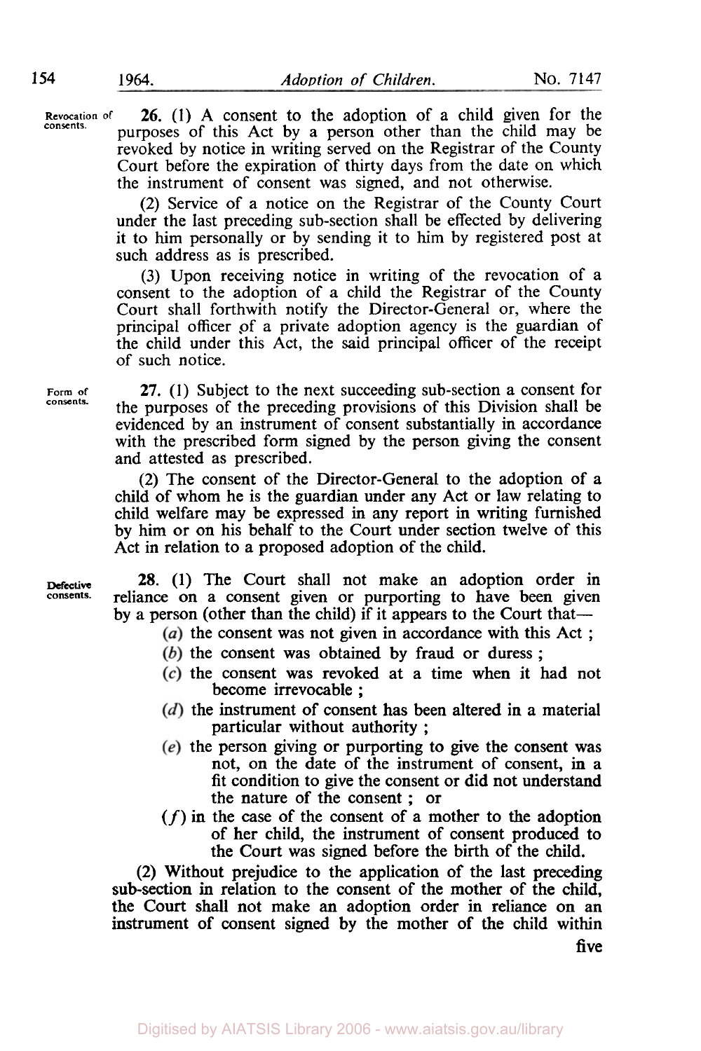**Revocation of consents.**

**26.** (1) A consent to the adoption of a child given for the purposes of this Act by a person other than the child may be revoked by notice in writing served on the Registrar of the County Court before the expiration of thirty days from the date on which the instrument of consent was signed, and not otherwise.

(2) Service of a notice on the Registrar of the County Court under the last preceding sub-section shall be effected by delivering it to him personally or by sending it to him by registered post at such address as is prescribed.

(3) Upon receiving notice in writing of the revocation of a consent to the adoption of a child the Registrar of the County Court shall forthwith notify the Director-General or, where the principal officer of a private adoption agency is the guardian of the child under this Act, the said principal officer of the receipt of such notice.

**Form of consents.**

**27.** (1) Subject to the next succeeding sub-section a consent for the purposes of the preceding provisions of this Division shall be evidenced by an instrument of consent substantially in accordance with the prescribed form signed by the person giving the consent and attested as prescribed.

(2) The consent of the Director-General to the adoption of a child of whom he is the guardian under any Act or law relating to child welfare may be expressed in any report in writing furnished by him or on his behalf to the Court under section twelve of this Act in relation to a proposed adoption of the child.

**Defective consents.**

**28.** (1) The Court shall not make an adoption order in reliance on a consent given or purporting to have been given by a person (other than the child) if it appears to the Court that—

(*a*) the consent was not given in accordance with this Act ;

(*b*) the consent was obtained by fraud or duress ;

(*c*) the consent was revoked at a time when it had not become irrevocable ;

(*d*) the instrument of consent has been altered in a material particular without authority ;

(*e*) the person giving or purporting to give the consent was not, on the date of the instrument of consent, in a fit condition to give the consent or did not understand the nature of the consent ; or

(*f*) in the case of the consent of a mother to the adoption of her child, the instrument of consent produced to the Court was signed before the birth of the child.

(2) Without prejudice to the application of the last preceding sub-section in relation to the consent of the mother of the child, the Court shall not make an adoption order in reliance on an instrument of consent signed by the mother of the child within five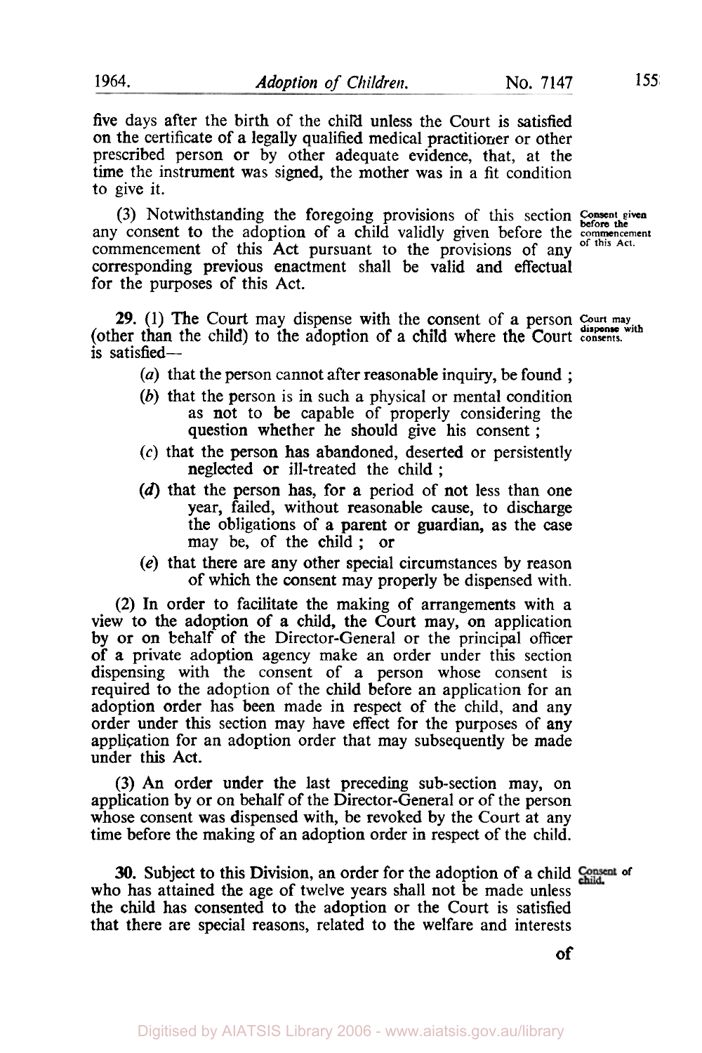five days after the birth of the child unless the Court is satisfied on the certificate of a legally qualified medical practitioner or other prescribed person or by other adequate evidence, that, at the time the instrument was signed, the mother was in a fit condition to give it.

(3) Notwithstanding the foregoing provisions of this section any consent to the adoption of a child validly given before the commencement of this Act pursuant to the provisions of any corresponding previous enactment shall be valid and effectual for the purposes of this Act.

*Consent given before the commencement of this Act.*

**29.** (1) The Court may dispense with the consent of a person (other than the child) to the adoption of a child where the Court is satisfied—

*Court may dispense with consents.*

- (*a*) that the person cannot after reasonable inquiry, be found ;
- (*b*) that the person is in such a physical or mental condition as not to be capable of properly considering the question whether he should give his consent ;
- (*c*) that the person has abandoned, deserted or persistently neglected or ill-treated the child ;
- (*d*) that the person has, for a period of not less than one year, failed, without reasonable cause, to discharge the obligations of a parent or guardian, as the case may be, of the child ; or
- (*e*) that there are any other special circumstances by reason of which the consent may properly be dispensed with.

(2) In order to facilitate the making of arrangements with a view to the adoption of a child, the Court may, on application by or on behalf of the Director-General or the principal officer of a private adoption agency make an order under this section dispensing with the consent of a person whose consent is required to the adoption of the child before an application for an adoption order has been made in respect of the child, and any order under this section may have effect for the purposes of any application for an adoption order that may subsequently be made under this Act.

(3) An order under the last preceding sub-section may, on application by or on behalf of the Director-General or of the person whose consent was dispensed with, be revoked by the Court at any time before the making of an adoption order in respect of the child.

**30.** Subject to this Division, an order for the adoption of a child who has attained the age of twelve years shall not be made unless the child has consented to the adoption or the Court is satisfied that there are special reasons, related to the welfare and interests

*Consent of child.*

of